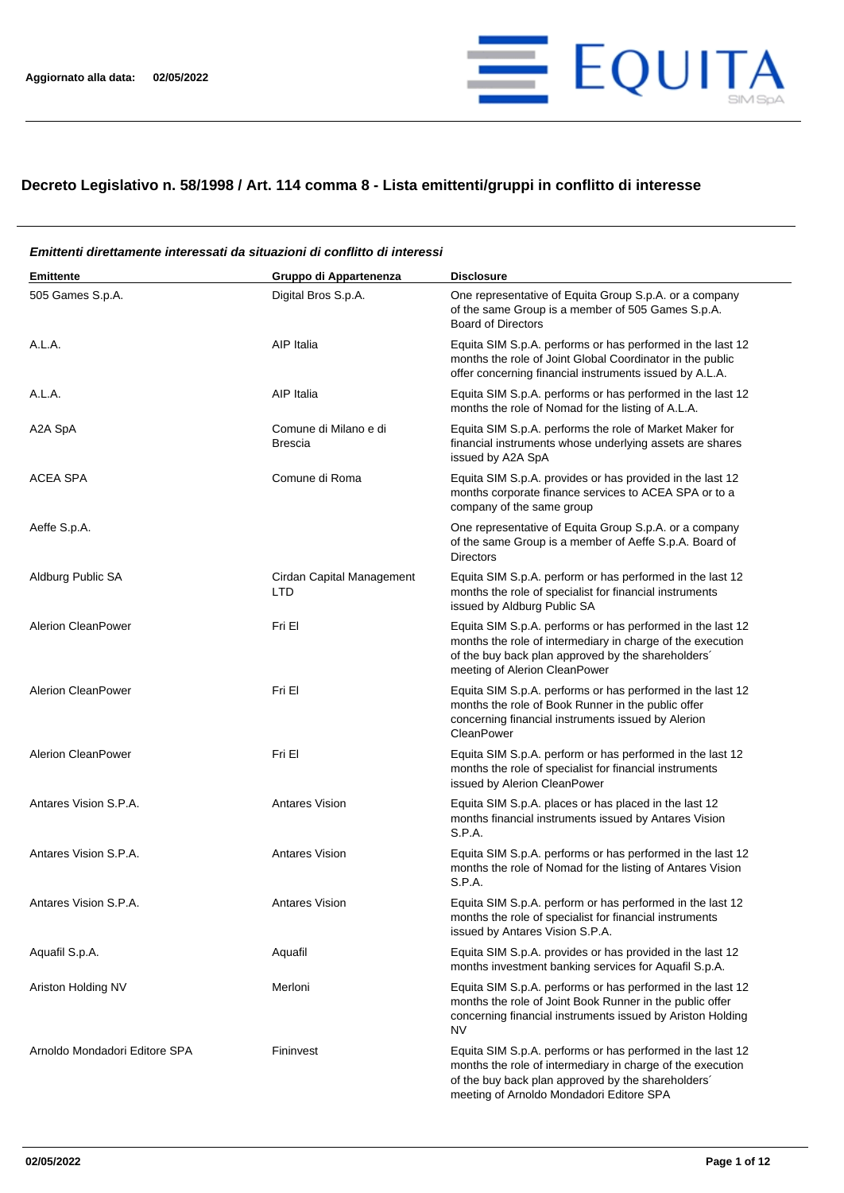**Aggiornato alla data: 02/05/2022**

# Decreto Legislativo n. 58/1998 / Art. 114 comma 8 - Lista emittenti/gruppi in conflitto di interesse

***Emittenti direttamente interessati da situazioni di conflitto di interessi***

| Emittente | Gruppo di Appartenenza | Disclosure |
|---|---|---|
| 505 Games S.p.A. | Digital Bros S.p.A. | One representative of Equita Group S.p.A. or a company of the same Group is a member of 505 Games S.p.A. Board of Directors |
| A.L.A. | AIP Italia | Equita SIM S.p.A. performs or has performed in the last 12 months the role of Joint Global Coordinator in the public offer concerning financial instruments issued by A.L.A. |
| A.L.A. | AIP Italia | Equita SIM S.p.A. performs or has performed in the last 12 months the role of Nomad for the listing of A.L.A. |
| A2A SpA | Comune di Milano e di Brescia | Equita SIM S.p.A. performs the role of Market Maker for financial instruments whose underlying assets are shares issued by A2A SpA |
| ACEA SPA | Comune di Roma | Equita SIM S.p.A. provides or has provided in the last 12 months corporate finance services to ACEA SPA or to a company of the same group |
| Aeffe S.p.A. | | One representative of Equita Group S.p.A. or a company of the same Group is a member of Aeffe S.p.A. Board of Directors |
| Aldburg Public SA | Cirdan Capital Management LTD | Equita SIM S.p.A. perform or has performed in the last 12 months the role of specialist for financial instruments issued by Aldburg Public SA |
| Alerion CleanPower | Fri El | Equita SIM S.p.A. performs or has performed in the last 12 months the role of intermediary in charge of the execution of the buy back plan approved by the shareholders´ meeting of Alerion CleanPower |
| Alerion CleanPower | Fri El | Equita SIM S.p.A. performs or has performed in the last 12 months the role of Book Runner in the public offer concerning financial instruments issued by Alerion CleanPower |
| Alerion CleanPower | Fri El | Equita SIM S.p.A. perform or has performed in the last 12 months the role of specialist for financial instruments issued by Alerion CleanPower |
| Antares Vision S.P.A. | Antares Vision | Equita SIM S.p.A. places or has placed in the last 12 months financial instruments issued by Antares Vision S.P.A. |
| Antares Vision S.P.A. | Antares Vision | Equita SIM S.p.A. performs or has performed in the last 12 months the role of Nomad for the listing of Antares Vision S.P.A. |
| Antares Vision S.P.A. | Antares Vision | Equita SIM S.p.A. perform or has performed in the last 12 months the role of specialist for financial instruments issued by Antares Vision S.P.A. |
| Aquafil S.p.A. | Aquafil | Equita SIM S.p.A. provides or has provided in the last 12 months investment banking services for Aquafil S.p.A. |
| Ariston Holding NV | Merloni | Equita SIM S.p.A. performs or has performed in the last 12 months the role of Joint Book Runner in the public offer concerning financial instruments issued by Ariston Holding NV |
| Arnoldo Mondadori Editore SPA | Fininvest | Equita SIM S.p.A. performs or has performed in the last 12 months the role of intermediary in charge of the execution of the buy back plan approved by the shareholders´ meeting of Arnoldo Mondadori Editore SPA |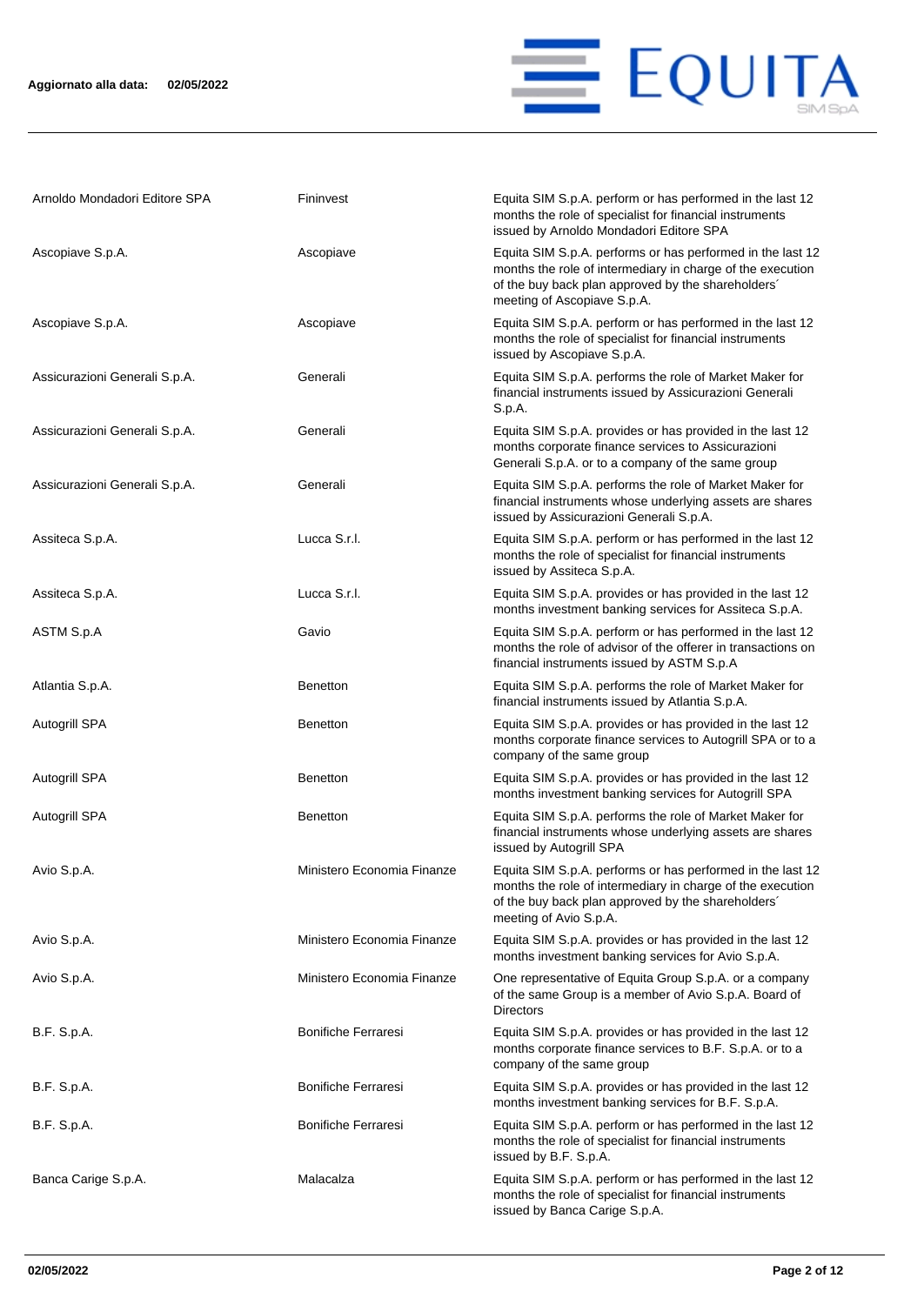| | | |
|---|---|---|
| Arnoldo Mondadori Editore SPA | Fininvest | Equita SIM S.p.A. perform or has performed in the last 12 months the role of specialist for financial instruments issued by Arnoldo Mondadori Editore SPA |
| Ascopiave S.p.A. | Ascopiave | Equita SIM S.p.A. performs or has performed in the last 12 months the role of intermediary in charge of the execution of the buy back plan approved by the shareholders´ meeting of Ascopiave S.p.A. |
| Ascopiave S.p.A. | Ascopiave | Equita SIM S.p.A. perform or has performed in the last 12 months the role of specialist for financial instruments issued by Ascopiave S.p.A. |
| Assicurazioni Generali S.p.A. | Generali | Equita SIM S.p.A. performs the role of Market Maker for financial instruments issued by Assicurazioni Generali S.p.A. |
| Assicurazioni Generali S.p.A. | Generali | Equita SIM S.p.A. provides or has provided in the last 12 months corporate finance services to Assicurazioni Generali S.p.A. or to a company of the same group |
| Assicurazioni Generali S.p.A. | Generali | Equita SIM S.p.A. performs the role of Market Maker for financial instruments whose underlying assets are shares issued by Assicurazioni Generali S.p.A. |
| Assiteca S.p.A. | Lucca S.r.l. | Equita SIM S.p.A. perform or has performed in the last 12 months the role of specialist for financial instruments issued by Assiteca S.p.A. |
| Assiteca S.p.A. | Lucca S.r.l. | Equita SIM S.p.A. provides or has provided in the last 12 months investment banking services for Assiteca S.p.A. |
| ASTM S.p.A | Gavio | Equita SIM S.p.A. perform or has performed in the last 12 months the role of advisor of the offerer in transactions on financial instruments issued by ASTM S.p.A |
| Atlantia S.p.A. | Benetton | Equita SIM S.p.A. performs the role of Market Maker for financial instruments issued by Atlantia S.p.A. |
| Autogrill SPA | Benetton | Equita SIM S.p.A. provides or has provided in the last 12 months corporate finance services to Autogrill SPA or to a company of the same group |
| Autogrill SPA | Benetton | Equita SIM S.p.A. provides or has provided in the last 12 months investment banking services for Autogrill SPA |
| Autogrill SPA | Benetton | Equita SIM S.p.A. performs the role of Market Maker for financial instruments whose underlying assets are shares issued by Autogrill SPA |
| Avio S.p.A. | Ministero Economia Finanze | Equita SIM S.p.A. performs or has performed in the last 12 months the role of intermediary in charge of the execution of the buy back plan approved by the shareholders´ meeting of Avio S.p.A. |
| Avio S.p.A. | Ministero Economia Finanze | Equita SIM S.p.A. provides or has provided in the last 12 months investment banking services for Avio S.p.A. |
| Avio S.p.A. | Ministero Economia Finanze | One representative of Equita Group S.p.A. or a company of the same Group is a member of Avio S.p.A. Board of Directors |
| B.F. S.p.A. | Bonifiche Ferraresi | Equita SIM S.p.A. provides or has provided in the last 12 months corporate finance services to B.F. S.p.A. or to a company of the same group |
| B.F. S.p.A. | Bonifiche Ferraresi | Equita SIM S.p.A. provides or has provided in the last 12 months investment banking services for B.F. S.p.A. |
| B.F. S.p.A. | Bonifiche Ferraresi | Equita SIM S.p.A. perform or has performed in the last 12 months the role of specialist for financial instruments issued by B.F. S.p.A. |
| Banca Carige S.p.A. | Malacalza | Equita SIM S.p.A. perform or has performed in the last 12 months the role of specialist for financial instruments issued by Banca Carige S.p.A. |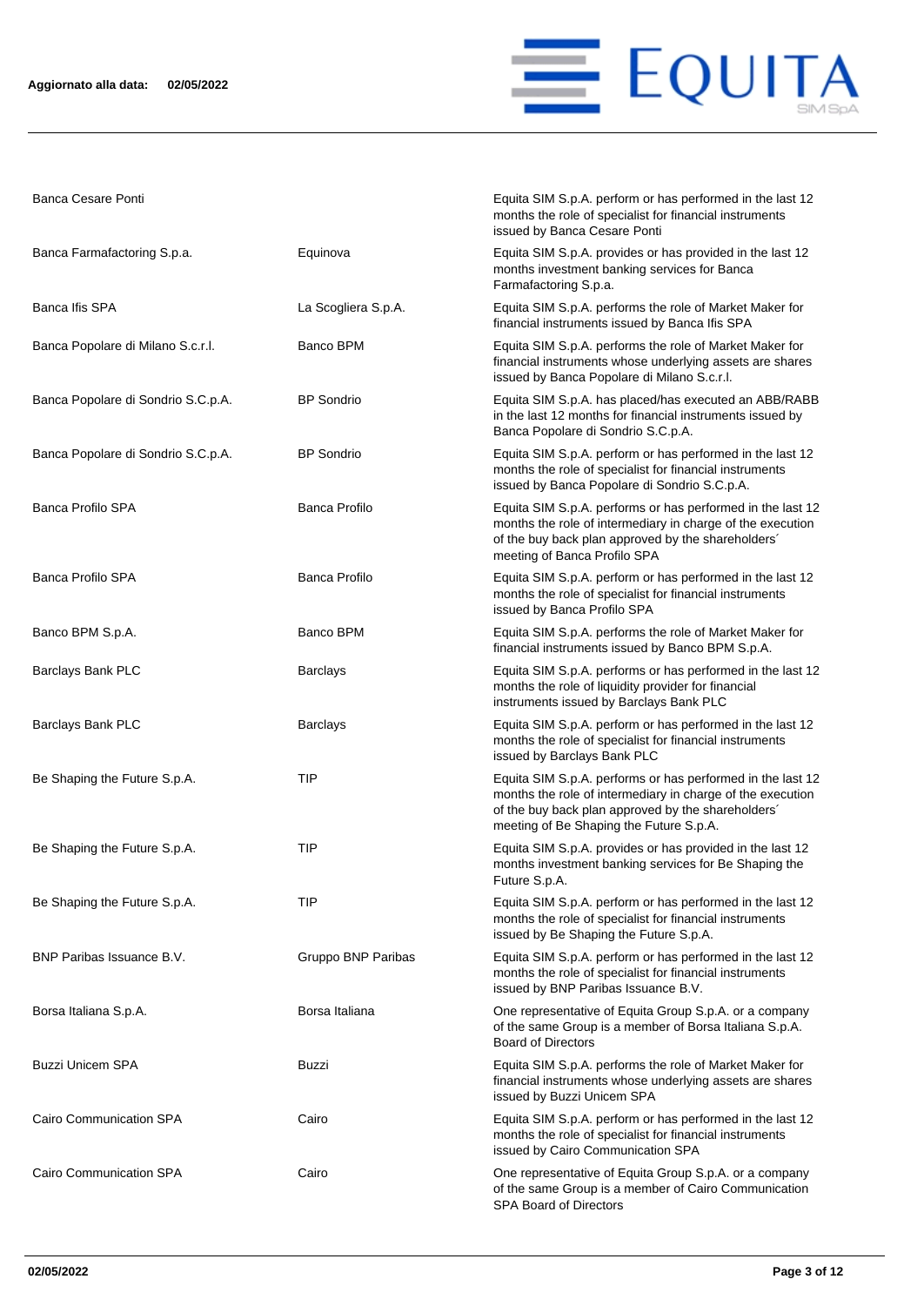| | | |
|---|---|---|
| Banca Cesare Ponti | | Equita SIM S.p.A. perform or has performed in the last 12 months the role of specialist for financial instruments issued by Banca Cesare Ponti |
| Banca Farmafactoring S.p.a. | Equinova | Equita SIM S.p.A. provides or has provided in the last 12 months investment banking services for Banca Farmafactoring S.p.a. |
| Banca Ifis SPA | La Scogliera S.p.A. | Equita SIM S.p.A. performs the role of Market Maker for financial instruments issued by Banca Ifis SPA |
| Banca Popolare di Milano S.c.r.l. | Banco BPM | Equita SIM S.p.A. performs the role of Market Maker for financial instruments whose underlying assets are shares issued by Banca Popolare di Milano S.c.r.l. |
| Banca Popolare di Sondrio S.C.p.A. | BP Sondrio | Equita SIM S.p.A. has placed/has executed an ABB/RABB in the last 12 months for financial instruments issued by Banca Popolare di Sondrio S.C.p.A. |
| Banca Popolare di Sondrio S.C.p.A. | BP Sondrio | Equita SIM S.p.A. perform or has performed in the last 12 months the role of specialist for financial instruments issued by Banca Popolare di Sondrio S.C.p.A. |
| Banca Profilo SPA | Banca Profilo | Equita SIM S.p.A. performs or has performed in the last 12 months the role of intermediary in charge of the execution of the buy back plan approved by the shareholders´ meeting of Banca Profilo SPA |
| Banca Profilo SPA | Banca Profilo | Equita SIM S.p.A. perform or has performed in the last 12 months the role of specialist for financial instruments issued by Banca Profilo SPA |
| Banco BPM S.p.A. | Banco BPM | Equita SIM S.p.A. performs the role of Market Maker for financial instruments issued by Banco BPM S.p.A. |
| Barclays Bank PLC | Barclays | Equita SIM S.p.A. performs or has performed in the last 12 months the role of liquidity provider for financial instruments issued by Barclays Bank PLC |
| Barclays Bank PLC | Barclays | Equita SIM S.p.A. perform or has performed in the last 12 months the role of specialist for financial instruments issued by Barclays Bank PLC |
| Be Shaping the Future S.p.A. | TIP | Equita SIM S.p.A. performs or has performed in the last 12 months the role of intermediary in charge of the execution of the buy back plan approved by the shareholders´ meeting of Be Shaping the Future S.p.A. |
| Be Shaping the Future S.p.A. | TIP | Equita SIM S.p.A. provides or has provided in the last 12 months investment banking services for Be Shaping the Future S.p.A. |
| Be Shaping the Future S.p.A. | TIP | Equita SIM S.p.A. perform or has performed in the last 12 months the role of specialist for financial instruments issued by Be Shaping the Future S.p.A. |
| BNP Paribas Issuance B.V. | Gruppo BNP Paribas | Equita SIM S.p.A. perform or has performed in the last 12 months the role of specialist for financial instruments issued by BNP Paribas Issuance B.V. |
| Borsa Italiana S.p.A. | Borsa Italiana | One representative of Equita Group S.p.A. or a company of the same Group is a member of Borsa Italiana S.p.A. Board of Directors |
| Buzzi Unicem SPA | Buzzi | Equita SIM S.p.A. performs the role of Market Maker for financial instruments whose underlying assets are shares issued by Buzzi Unicem SPA |
| Cairo Communication SPA | Cairo | Equita SIM S.p.A. perform or has performed in the last 12 months the role of specialist for financial instruments issued by Cairo Communication SPA |
| Cairo Communication SPA | Cairo | One representative of Equita Group S.p.A. or a company of the same Group is a member of Cairo Communication SPA Board of Directors |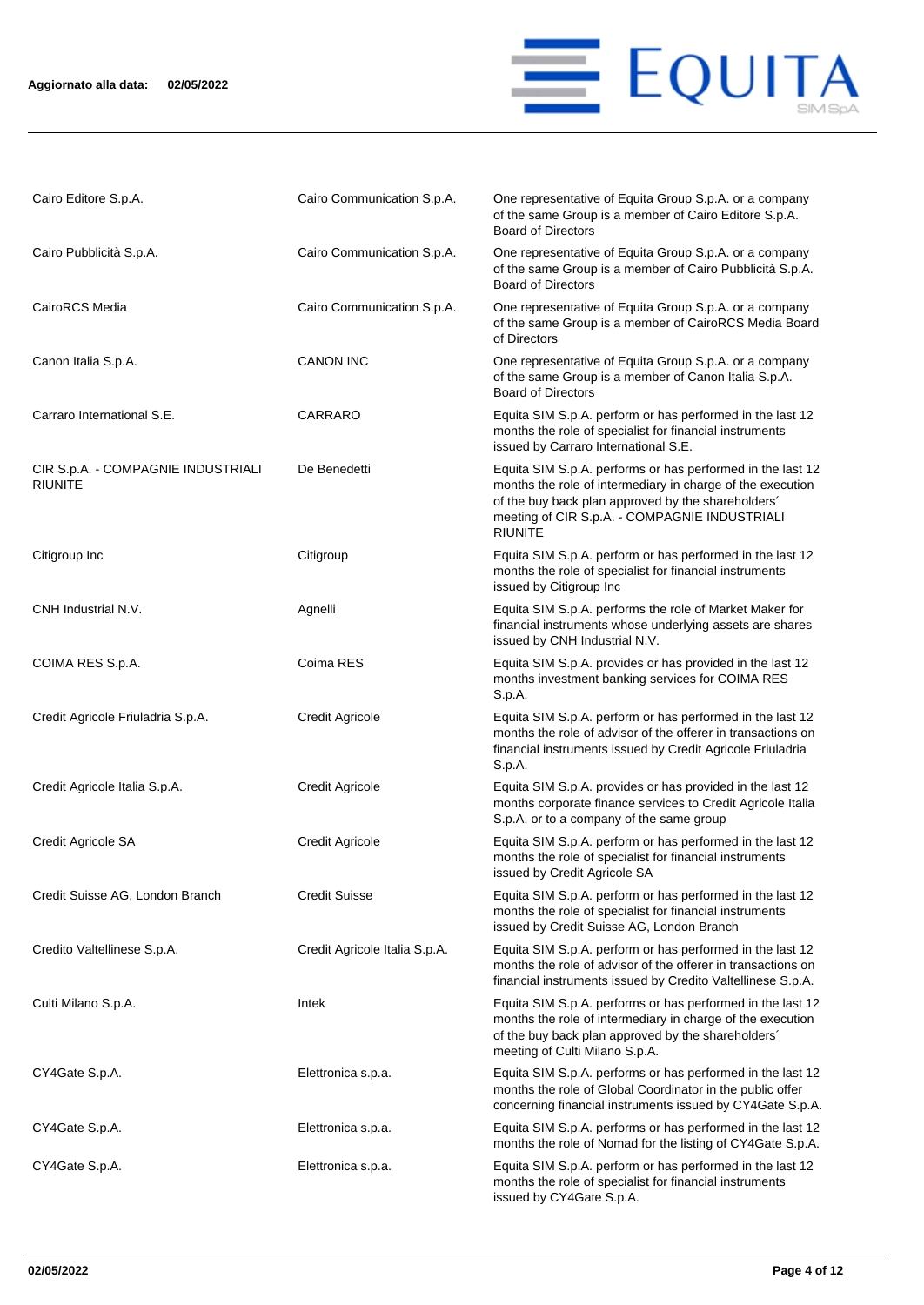| | | |
|---|---|---|
| Cairo Editore S.p.A. | Cairo Communication S.p.A. | One representative of Equita Group S.p.A. or a company of the same Group is a member of Cairo Editore S.p.A. Board of Directors |
| Cairo Pubblicità S.p.A. | Cairo Communication S.p.A. | One representative of Equita Group S.p.A. or a company of the same Group is a member of Cairo Pubblicità S.p.A. Board of Directors |
| CairoRCS Media | Cairo Communication S.p.A. | One representative of Equita Group S.p.A. or a company of the same Group is a member of CairoRCS Media Board of Directors |
| Canon Italia S.p.A. | CANON INC | One representative of Equita Group S.p.A. or a company of the same Group is a member of Canon Italia S.p.A. Board of Directors |
| Carraro International S.E. | CARRARO | Equita SIM S.p.A. perform or has performed in the last 12 months the role of specialist for financial instruments issued by Carraro International S.E. |
| CIR S.p.A. - COMPAGNIE INDUSTRIALI RIUNITE | De Benedetti | Equita SIM S.p.A. performs or has performed in the last 12 months the role of intermediary in charge of the execution of the buy back plan approved by the shareholders´ meeting of CIR S.p.A. - COMPAGNIE INDUSTRIALI RIUNITE |
| Citigroup Inc | Citigroup | Equita SIM S.p.A. perform or has performed in the last 12 months the role of specialist for financial instruments issued by Citigroup Inc |
| CNH Industrial N.V. | Agnelli | Equita SIM S.p.A. performs the role of Market Maker for financial instruments whose underlying assets are shares issued by CNH Industrial N.V. |
| COIMA RES S.p.A. | Coima RES | Equita SIM S.p.A. provides or has provided in the last 12 months investment banking services for COIMA RES S.p.A. |
| Credit Agricole Friuladria S.p.A. | Credit Agricole | Equita SIM S.p.A. perform or has performed in the last 12 months the role of advisor of the offerer in transactions on financial instruments issued by Credit Agricole Friuladria S.p.A. |
| Credit Agricole Italia S.p.A. | Credit Agricole | Equita SIM S.p.A. provides or has provided in the last 12 months corporate finance services to Credit Agricole Italia S.p.A. or to a company of the same group |
| Credit Agricole SA | Credit Agricole | Equita SIM S.p.A. perform or has performed in the last 12 months the role of specialist for financial instruments issued by Credit Agricole SA |
| Credit Suisse AG, London Branch | Credit Suisse | Equita SIM S.p.A. perform or has performed in the last 12 months the role of specialist for financial instruments issued by Credit Suisse AG, London Branch |
| Credito Valtellinese S.p.A. | Credit Agricole Italia S.p.A. | Equita SIM S.p.A. perform or has performed in the last 12 months the role of advisor of the offerer in transactions on financial instruments issued by Credito Valtellinese S.p.A. |
| Culti Milano S.p.A. | Intek | Equita SIM S.p.A. performs or has performed in the last 12 months the role of intermediary in charge of the execution of the buy back plan approved by the shareholders´ meeting of Culti Milano S.p.A. |
| CY4Gate S.p.A. | Elettronica s.p.a. | Equita SIM S.p.A. performs or has performed in the last 12 months the role of Global Coordinator in the public offer concerning financial instruments issued by CY4Gate S.p.A. |
| CY4Gate S.p.A. | Elettronica s.p.a. | Equita SIM S.p.A. performs or has performed in the last 12 months the role of Nomad for the listing of CY4Gate S.p.A. |
| CY4Gate S.p.A. | Elettronica s.p.a. | Equita SIM S.p.A. perform or has performed in the last 12 months the role of specialist for financial instruments issued by CY4Gate S.p.A. |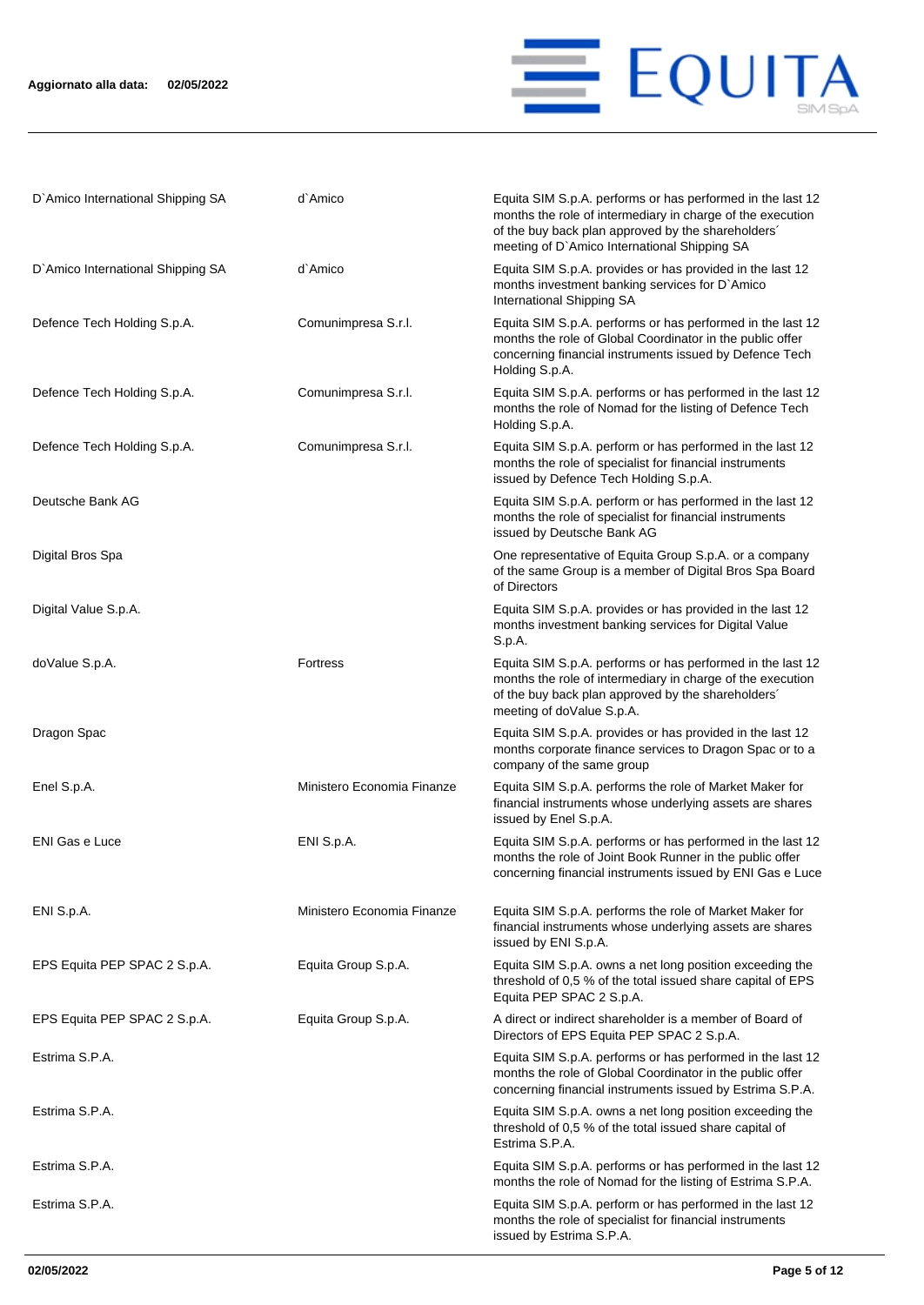| | | |
|---|---|---|
| D`Amico International Shipping SA | d`Amico | Equita SIM S.p.A. performs or has performed in the last 12 months the role of intermediary in charge of the execution of the buy back plan approved by the shareholders´ meeting of D`Amico International Shipping SA |
| D`Amico International Shipping SA | d`Amico | Equita SIM S.p.A. provides or has provided in the last 12 months investment banking services for D`Amico International Shipping SA |
| Defence Tech Holding S.p.A. | Comunimpresa S.r.l. | Equita SIM S.p.A. performs or has performed in the last 12 months the role of Global Coordinator in the public offer concerning financial instruments issued by Defence Tech Holding S.p.A. |
| Defence Tech Holding S.p.A. | Comunimpresa S.r.l. | Equita SIM S.p.A. performs or has performed in the last 12 months the role of Nomad for the listing of Defence Tech Holding S.p.A. |
| Defence Tech Holding S.p.A. | Comunimpresa S.r.l. | Equita SIM S.p.A. perform or has performed in the last 12 months the role of specialist for financial instruments issued by Defence Tech Holding S.p.A. |
| Deutsche Bank AG | | Equita SIM S.p.A. perform or has performed in the last 12 months the role of specialist for financial instruments issued by Deutsche Bank AG |
| Digital Bros Spa | | One representative of Equita Group S.p.A. or a company of the same Group is a member of Digital Bros Spa Board of Directors |
| Digital Value S.p.A. | | Equita SIM S.p.A. provides or has provided in the last 12 months investment banking services for Digital Value S.p.A. |
| doValue S.p.A. | Fortress | Equita SIM S.p.A. performs or has performed in the last 12 months the role of intermediary in charge of the execution of the buy back plan approved by the shareholders´ meeting of doValue S.p.A. |
| Dragon Spac | | Equita SIM S.p.A. provides or has provided in the last 12 months corporate finance services to Dragon Spac or to a company of the same group |
| Enel S.p.A. | Ministero Economia Finanze | Equita SIM S.p.A. performs the role of Market Maker for financial instruments whose underlying assets are shares issued by Enel S.p.A. |
| ENI Gas e Luce | ENI S.p.A. | Equita SIM S.p.A. performs or has performed in the last 12 months the role of Joint Book Runner in the public offer concerning financial instruments issued by ENI Gas e Luce |
| ENI S.p.A. | Ministero Economia Finanze | Equita SIM S.p.A. performs the role of Market Maker for financial instruments whose underlying assets are shares issued by ENI S.p.A. |
| EPS Equita PEP SPAC 2 S.p.A. | Equita Group S.p.A. | Equita SIM S.p.A. owns a net long position exceeding the threshold of 0,5 % of the total issued share capital of EPS Equita PEP SPAC 2 S.p.A. |
| EPS Equita PEP SPAC 2 S.p.A. | Equita Group S.p.A. | A direct or indirect shareholder is a member of Board of Directors of EPS Equita PEP SPAC 2 S.p.A. |
| Estrima S.P.A. | | Equita SIM S.p.A. performs or has performed in the last 12 months the role of Global Coordinator in the public offer concerning financial instruments issued by Estrima S.P.A. |
| Estrima S.P.A. | | Equita SIM S.p.A. owns a net long position exceeding the threshold of 0,5 % of the total issued share capital of Estrima S.P.A. |
| Estrima S.P.A. | | Equita SIM S.p.A. performs or has performed in the last 12 months the role of Nomad for the listing of Estrima S.P.A. |
| Estrima S.P.A. | | Equita SIM S.p.A. perform or has performed in the last 12 months the role of specialist for financial instruments issued by Estrima S.P.A. |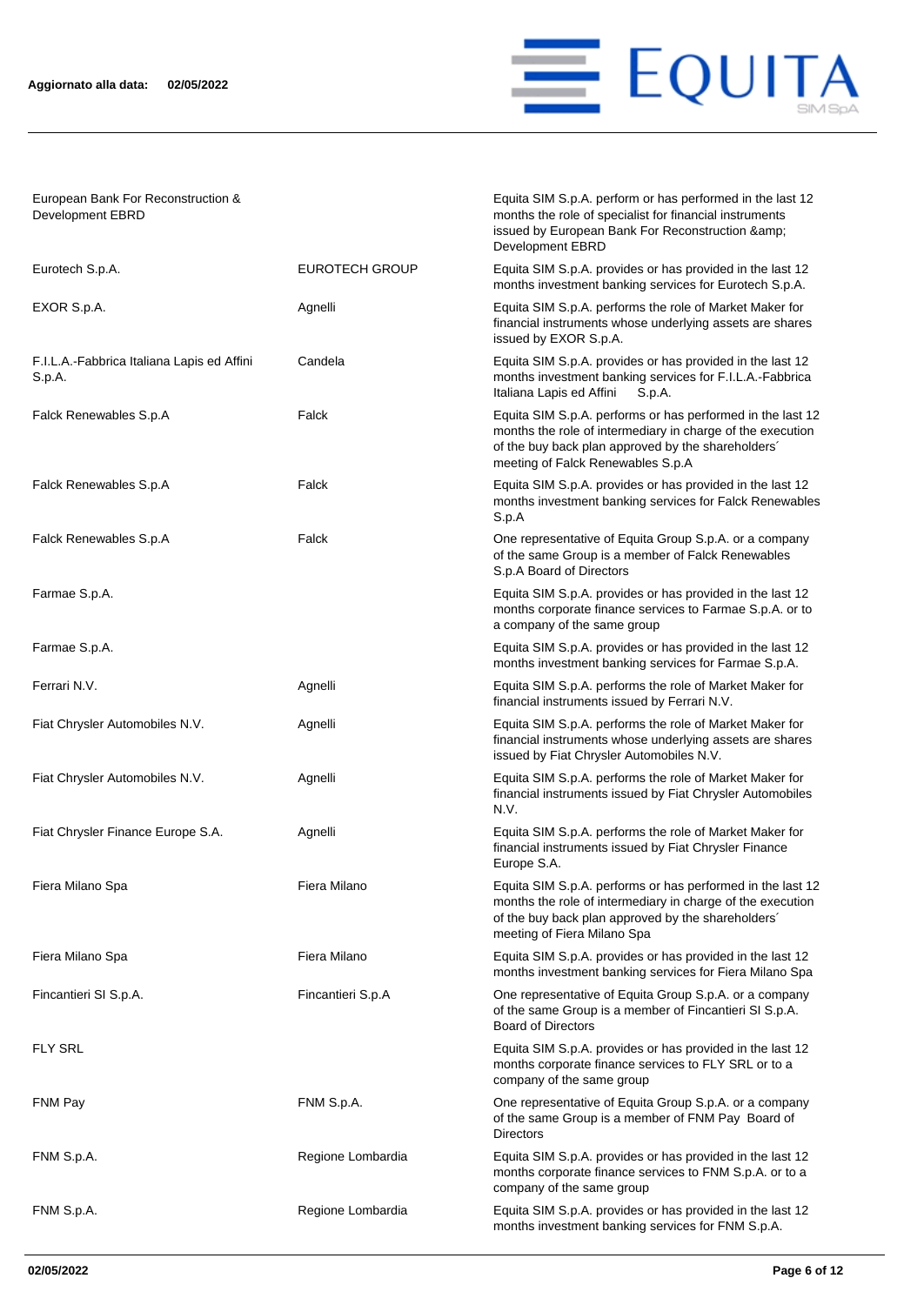Aggiornato alla data: 02/05/2022

| | | |
|---|---|---|
| European Bank For Reconstruction & Development EBRD | | Equita SIM S.p.A. perform or has performed in the last 12 months the role of specialist for financial instruments issued by European Bank For Reconstruction &amp; Development EBRD |
| Eurotech S.p.A. | EUROTECH GROUP | Equita SIM S.p.A. provides or has provided in the last 12 months investment banking services for Eurotech S.p.A. |
| EXOR S.p.A. | Agnelli | Equita SIM S.p.A. performs the role of Market Maker for financial instruments whose underlying assets are shares issued by EXOR S.p.A. |
| F.I.L.A.-Fabbrica Italiana Lapis ed Affini S.p.A. | Candela | Equita SIM S.p.A. provides or has provided in the last 12 months investment banking services for F.I.L.A.-Fabbrica Italiana Lapis ed Affini S.p.A. |
| Falck Renewables S.p.A | Falck | Equita SIM S.p.A. performs or has performed in the last 12 months the role of intermediary in charge of the execution of the buy back plan approved by the shareholders´ meeting of Falck Renewables S.p.A |
| Falck Renewables S.p.A | Falck | Equita SIM S.p.A. provides or has provided in the last 12 months investment banking services for Falck Renewables S.p.A |
| Falck Renewables S.p.A | Falck | One representative of Equita Group S.p.A. or a company of the same Group is a member of Falck Renewables S.p.A Board of Directors |
| Farmae S.p.A. | | Equita SIM S.p.A. provides or has provided in the last 12 months corporate finance services to Farmae S.p.A. or to a company of the same group |
| Farmae S.p.A. | | Equita SIM S.p.A. provides or has provided in the last 12 months investment banking services for Farmae S.p.A. |
| Ferrari N.V. | Agnelli | Equita SIM S.p.A. performs the role of Market Maker for financial instruments issued by Ferrari N.V. |
| Fiat Chrysler Automobiles N.V. | Agnelli | Equita SIM S.p.A. performs the role of Market Maker for financial instruments whose underlying assets are shares issued by Fiat Chrysler Automobiles N.V. |
| Fiat Chrysler Automobiles N.V. | Agnelli | Equita SIM S.p.A. performs the role of Market Maker for financial instruments issued by Fiat Chrysler Automobiles N.V. |
| Fiat Chrysler Finance Europe S.A. | Agnelli | Equita SIM S.p.A. performs the role of Market Maker for financial instruments issued by Fiat Chrysler Finance Europe S.A. |
| Fiera Milano Spa | Fiera Milano | Equita SIM S.p.A. performs or has performed in the last 12 months the role of intermediary in charge of the execution of the buy back plan approved by the shareholders´ meeting of Fiera Milano Spa |
| Fiera Milano Spa | Fiera Milano | Equita SIM S.p.A. provides or has provided in the last 12 months investment banking services for Fiera Milano Spa |
| Fincantieri SI S.p.A. | Fincantieri S.p.A | One representative of Equita Group S.p.A. or a company of the same Group is a member of Fincantieri SI S.p.A. Board of Directors |
| FLY SRL | | Equita SIM S.p.A. provides or has provided in the last 12 months corporate finance services to FLY SRL or to a company of the same group |
| FNM Pay | FNM S.p.A. | One representative of Equita Group S.p.A. or a company of the same Group is a member of FNM Pay Board of Directors |
| FNM S.p.A. | Regione Lombardia | Equita SIM S.p.A. provides or has provided in the last 12 months corporate finance services to FNM S.p.A. or to a company of the same group |
| FNM S.p.A. | Regione Lombardia | Equita SIM S.p.A. provides or has provided in the last 12 months investment banking services for FNM S.p.A. |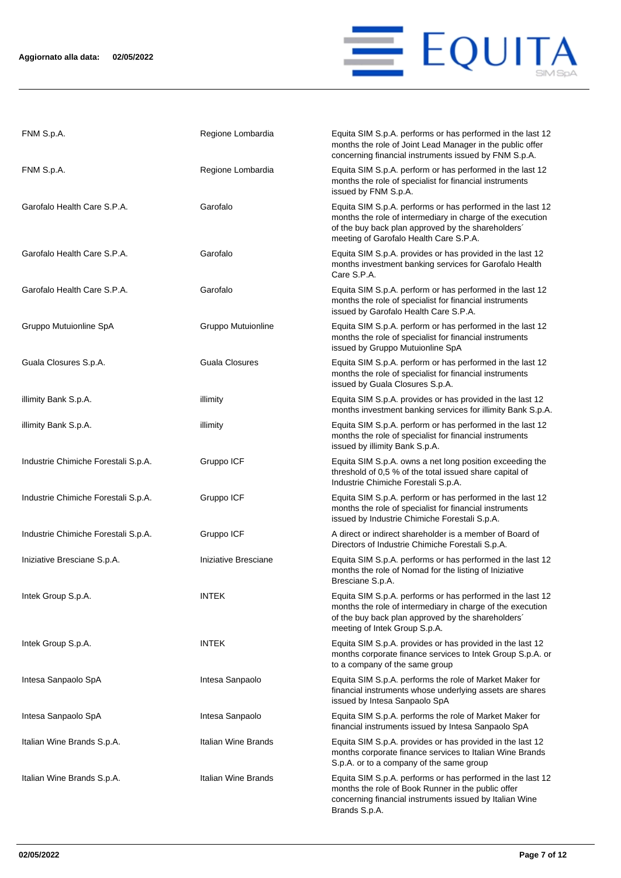| | | |
|---|---|---|
| FNM S.p.A. | Regione Lombardia | Equita SIM S.p.A. performs or has performed in the last 12 months the role of Joint Lead Manager in the public offer concerning financial instruments issued by FNM S.p.A. |
| FNM S.p.A. | Regione Lombardia | Equita SIM S.p.A. perform or has performed in the last 12 months the role of specialist for financial instruments issued by FNM S.p.A. |
| Garofalo Health Care S.P.A. | Garofalo | Equita SIM S.p.A. performs or has performed in the last 12 months the role of intermediary in charge of the execution of the buy back plan approved by the shareholders´ meeting of Garofalo Health Care S.P.A. |
| Garofalo Health Care S.P.A. | Garofalo | Equita SIM S.p.A. provides or has provided in the last 12 months investment banking services for Garofalo Health Care S.P.A. |
| Garofalo Health Care S.P.A. | Garofalo | Equita SIM S.p.A. perform or has performed in the last 12 months the role of specialist for financial instruments issued by Garofalo Health Care S.P.A. |
| Gruppo Mutuionline SpA | Gruppo Mutuionline | Equita SIM S.p.A. perform or has performed in the last 12 months the role of specialist for financial instruments issued by Gruppo Mutuionline SpA |
| Guala Closures S.p.A. | Guala Closures | Equita SIM S.p.A. perform or has performed in the last 12 months the role of specialist for financial instruments issued by Guala Closures S.p.A. |
| illimity Bank S.p.A. | illimity | Equita SIM S.p.A. provides or has provided in the last 12 months investment banking services for illimity Bank S.p.A. |
| illimity Bank S.p.A. | illimity | Equita SIM S.p.A. perform or has performed in the last 12 months the role of specialist for financial instruments issued by illimity Bank S.p.A. |
| Industrie Chimiche Forestali S.p.A. | Gruppo ICF | Equita SIM S.p.A. owns a net long position exceeding the threshold of 0,5 % of the total issued share capital of Industrie Chimiche Forestali S.p.A. |
| Industrie Chimiche Forestali S.p.A. | Gruppo ICF | Equita SIM S.p.A. perform or has performed in the last 12 months the role of specialist for financial instruments issued by Industrie Chimiche Forestali S.p.A. |
| Industrie Chimiche Forestali S.p.A. | Gruppo ICF | A direct or indirect shareholder is a member of Board of Directors of Industrie Chimiche Forestali S.p.A. |
| Iniziative Bresciane S.p.A. | Iniziative Bresciane | Equita SIM S.p.A. performs or has performed in the last 12 months the role of Nomad for the listing of Iniziative Bresciane S.p.A. |
| Intek Group S.p.A. | INTEK | Equita SIM S.p.A. performs or has performed in the last 12 months the role of intermediary in charge of the execution of the buy back plan approved by the shareholders´ meeting of Intek Group S.p.A. |
| Intek Group S.p.A. | INTEK | Equita SIM S.p.A. provides or has provided in the last 12 months corporate finance services to Intek Group S.p.A. or to a company of the same group |
| Intesa Sanpaolo SpA | Intesa Sanpaolo | Equita SIM S.p.A. performs the role of Market Maker for financial instruments whose underlying assets are shares issued by Intesa Sanpaolo SpA |
| Intesa Sanpaolo SpA | Intesa Sanpaolo | Equita SIM S.p.A. performs the role of Market Maker for financial instruments issued by Intesa Sanpaolo SpA |
| Italian Wine Brands S.p.A. | Italian Wine Brands | Equita SIM S.p.A. provides or has provided in the last 12 months corporate finance services to Italian Wine Brands S.p.A. or to a company of the same group |
| Italian Wine Brands S.p.A. | Italian Wine Brands | Equita SIM S.p.A. performs or has performed in the last 12 months the role of Book Runner in the public offer concerning financial instruments issued by Italian Wine Brands S.p.A. |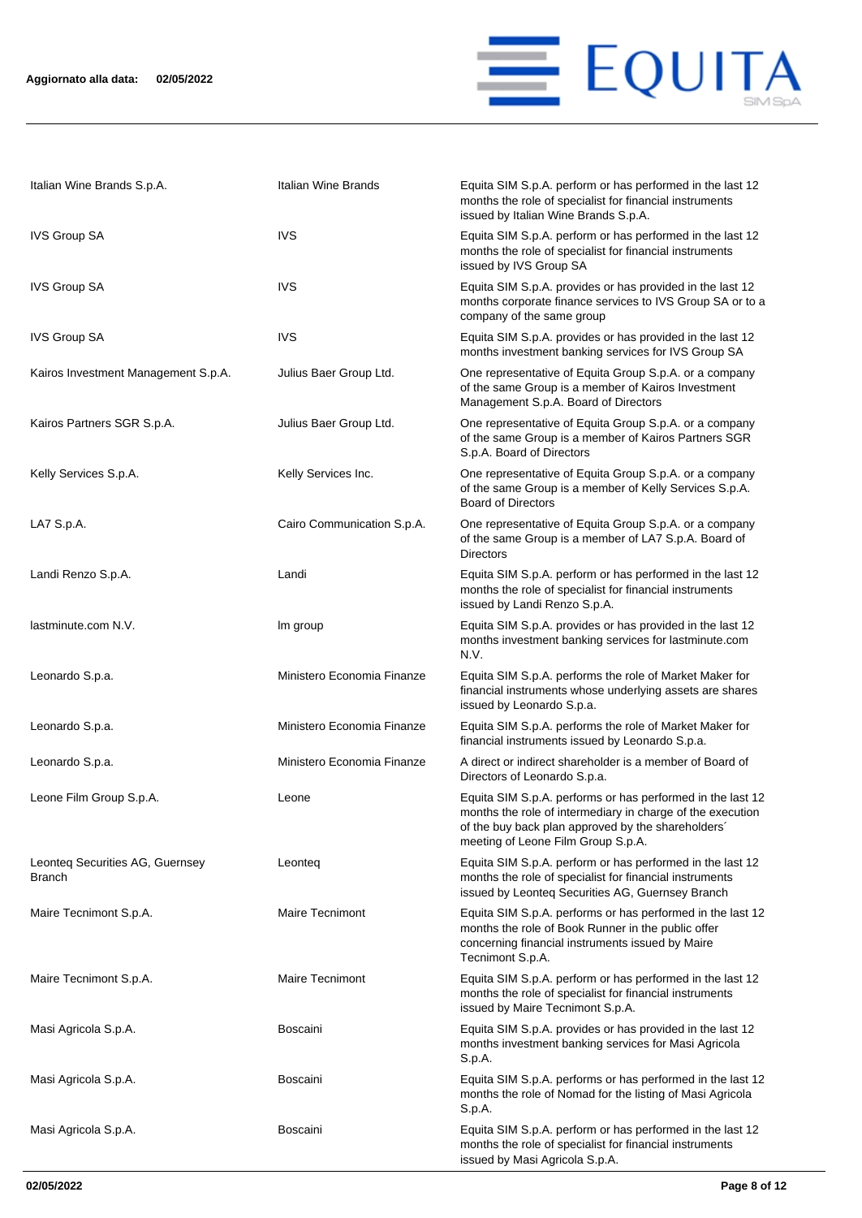| | | |
|---|---|---|
| Italian Wine Brands S.p.A. | Italian Wine Brands | Equita SIM S.p.A. perform or has performed in the last 12 months the role of specialist for financial instruments issued by Italian Wine Brands S.p.A. |
| IVS Group SA | IVS | Equita SIM S.p.A. perform or has performed in the last 12 months the role of specialist for financial instruments issued by IVS Group SA |
| IVS Group SA | IVS | Equita SIM S.p.A. provides or has provided in the last 12 months corporate finance services to IVS Group SA or to a company of the same group |
| IVS Group SA | IVS | Equita SIM S.p.A. provides or has provided in the last 12 months investment banking services for IVS Group SA |
| Kairos Investment Management S.p.A. | Julius Baer Group Ltd. | One representative of Equita Group S.p.A. or a company of the same Group is a member of Kairos Investment Management S.p.A. Board of Directors |
| Kairos Partners SGR S.p.A. | Julius Baer Group Ltd. | One representative of Equita Group S.p.A. or a company of the same Group is a member of Kairos Partners SGR S.p.A. Board of Directors |
| Kelly Services S.p.A. | Kelly Services Inc. | One representative of Equita Group S.p.A. or a company of the same Group is a member of Kelly Services S.p.A. Board of Directors |
| LA7 S.p.A. | Cairo Communication S.p.A. | One representative of Equita Group S.p.A. or a company of the same Group is a member of LA7 S.p.A. Board of Directors |
| Landi Renzo S.p.A. | Landi | Equita SIM S.p.A. perform or has performed in the last 12 months the role of specialist for financial instruments issued by Landi Renzo S.p.A. |
| lastminute.com N.V. | lm group | Equita SIM S.p.A. provides or has provided in the last 12 months investment banking services for lastminute.com N.V. |
| Leonardo S.p.a. | Ministero Economia Finanze | Equita SIM S.p.A. performs the role of Market Maker for financial instruments whose underlying assets are shares issued by Leonardo S.p.a. |
| Leonardo S.p.a. | Ministero Economia Finanze | Equita SIM S.p.A. performs the role of Market Maker for financial instruments issued by Leonardo S.p.a. |
| Leonardo S.p.a. | Ministero Economia Finanze | A direct or indirect shareholder is a member of Board of Directors of Leonardo S.p.a. |
| Leone Film Group S.p.A. | Leone | Equita SIM S.p.A. performs or has performed in the last 12 months the role of intermediary in charge of the execution of the buy back plan approved by the shareholders´ meeting of Leone Film Group S.p.A. |
| Leonteq Securities AG, Guernsey Branch | Leonteq | Equita SIM S.p.A. perform or has performed in the last 12 months the role of specialist for financial instruments issued by Leonteq Securities AG, Guernsey Branch |
| Maire Tecnimont S.p.A. | Maire Tecnimont | Equita SIM S.p.A. performs or has performed in the last 12 months the role of Book Runner in the public offer concerning financial instruments issued by Maire Tecnimont S.p.A. |
| Maire Tecnimont S.p.A. | Maire Tecnimont | Equita SIM S.p.A. perform or has performed in the last 12 months the role of specialist for financial instruments issued by Maire Tecnimont S.p.A. |
| Masi Agricola S.p.A. | Boscaini | Equita SIM S.p.A. provides or has provided in the last 12 months investment banking services for Masi Agricola S.p.A. |
| Masi Agricola S.p.A. | Boscaini | Equita SIM S.p.A. performs or has performed in the last 12 months the role of Nomad for the listing of Masi Agricola S.p.A. |
| Masi Agricola S.p.A. | Boscaini | Equita SIM S.p.A. perform or has performed in the last 12 months the role of specialist for financial instruments issued by Masi Agricola S.p.A. |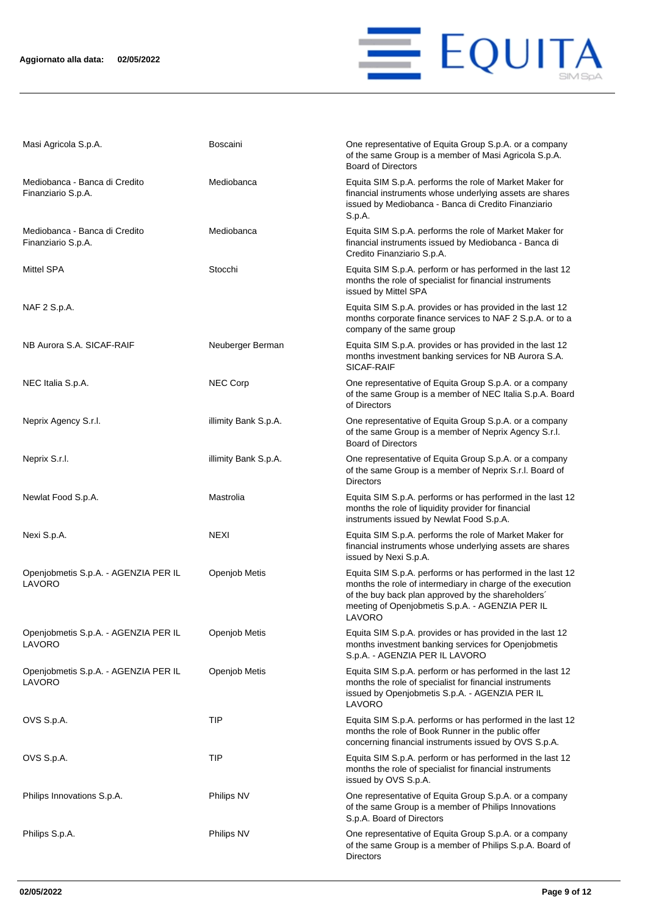| | | |
|---|---|---|
| Masi Agricola S.p.A. | Boscaini | One representative of Equita Group S.p.A. or a company of the same Group is a member of Masi Agricola S.p.A. Board of Directors |
| Mediobanca - Banca di Credito Finanziario S.p.A. | Mediobanca | Equita SIM S.p.A. performs the role of Market Maker for financial instruments whose underlying assets are shares issued by Mediobanca - Banca di Credito Finanziario S.p.A. |
| Mediobanca - Banca di Credito Finanziario S.p.A. | Mediobanca | Equita SIM S.p.A. performs the role of Market Maker for financial instruments issued by Mediobanca - Banca di Credito Finanziario S.p.A. |
| Mittel SPA | Stocchi | Equita SIM S.p.A. perform or has performed in the last 12 months the role of specialist for financial instruments issued by Mittel SPA |
| NAF 2 S.p.A. | | Equita SIM S.p.A. provides or has provided in the last 12 months corporate finance services to NAF 2 S.p.A. or to a company of the same group |
| NB Aurora S.A. SICAF-RAIF | Neuberger Berman | Equita SIM S.p.A. provides or has provided in the last 12 months investment banking services for NB Aurora S.A. SICAF-RAIF |
| NEC Italia S.p.A. | NEC Corp | One representative of Equita Group S.p.A. or a company of the same Group is a member of NEC Italia S.p.A. Board of Directors |
| Neprix Agency S.r.l. | illimity Bank S.p.A. | One representative of Equita Group S.p.A. or a company of the same Group is a member of Neprix Agency S.r.l. Board of Directors |
| Neprix S.r.l. | illimity Bank S.p.A. | One representative of Equita Group S.p.A. or a company of the same Group is a member of Neprix S.r.l. Board of Directors |
| Newlat Food S.p.A. | Mastrolia | Equita SIM S.p.A. performs or has performed in the last 12 months the role of liquidity provider for financial instruments issued by Newlat Food S.p.A. |
| Nexi S.p.A. | NEXI | Equita SIM S.p.A. performs the role of Market Maker for financial instruments whose underlying assets are shares issued by Nexi S.p.A. |
| Openjobmetis S.p.A. - AGENZIA PER IL LAVORO | Openjob Metis | Equita SIM S.p.A. performs or has performed in the last 12 months the role of intermediary in charge of the execution of the buy back plan approved by the shareholders´ meeting of Openjobmetis S.p.A. - AGENZIA PER IL LAVORO |
| Openjobmetis S.p.A. - AGENZIA PER IL LAVORO | Openjob Metis | Equita SIM S.p.A. provides or has provided in the last 12 months investment banking services for Openjobmetis S.p.A. - AGENZIA PER IL LAVORO |
| Openjobmetis S.p.A. - AGENZIA PER IL LAVORO | Openjob Metis | Equita SIM S.p.A. perform or has performed in the last 12 months the role of specialist for financial instruments issued by Openjobmetis S.p.A. - AGENZIA PER IL LAVORO |
| OVS S.p.A. | TIP | Equita SIM S.p.A. performs or has performed in the last 12 months the role of Book Runner in the public offer concerning financial instruments issued by OVS S.p.A. |
| OVS S.p.A. | TIP | Equita SIM S.p.A. perform or has performed in the last 12 months the role of specialist for financial instruments issued by OVS S.p.A. |
| Philips Innovations S.p.A. | Philips NV | One representative of Equita Group S.p.A. or a company of the same Group is a member of Philips Innovations S.p.A. Board of Directors |
| Philips S.p.A. | Philips NV | One representative of Equita Group S.p.A. or a company of the same Group is a member of Philips S.p.A. Board of Directors |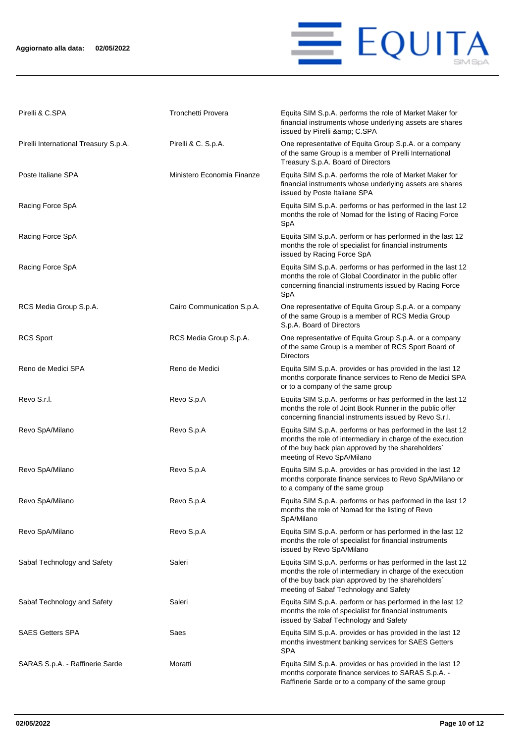| | | |
|---|---|---|
| Pirelli & C.SPA | Tronchetti Provera | Equita SIM S.p.A. performs the role of Market Maker for financial instruments whose underlying assets are shares issued by Pirelli &amp; C.SPA |
| Pirelli International Treasury S.p.A. | Pirelli & C. S.p.A. | One representative of Equita Group S.p.A. or a company of the same Group is a member of Pirelli International Treasury S.p.A. Board of Directors |
| Poste Italiane SPA | Ministero Economia Finanze | Equita SIM S.p.A. performs the role of Market Maker for financial instruments whose underlying assets are shares issued by Poste Italiane SPA |
| Racing Force SpA | | Equita SIM S.p.A. performs or has performed in the last 12 months the role of Nomad for the listing of Racing Force SpA |
| Racing Force SpA | | Equita SIM S.p.A. perform or has performed in the last 12 months the role of specialist for financial instruments issued by Racing Force SpA |
| Racing Force SpA | | Equita SIM S.p.A. performs or has performed in the last 12 months the role of Global Coordinator in the public offer concerning financial instruments issued by Racing Force SpA |
| RCS Media Group S.p.A. | Cairo Communication S.p.A. | One representative of Equita Group S.p.A. or a company of the same Group is a member of RCS Media Group S.p.A. Board of Directors |
| RCS Sport | RCS Media Group S.p.A. | One representative of Equita Group S.p.A. or a company of the same Group is a member of RCS Sport Board of Directors |
| Reno de Medici SPA | Reno de Medici | Equita SIM S.p.A. provides or has provided in the last 12 months corporate finance services to Reno de Medici SPA or to a company of the same group |
| Revo S.r.l. | Revo S.p.A | Equita SIM S.p.A. performs or has performed in the last 12 months the role of Joint Book Runner in the public offer concerning financial instruments issued by Revo S.r.l. |
| Revo SpA/Milano | Revo S.p.A | Equita SIM S.p.A. performs or has performed in the last 12 months the role of intermediary in charge of the execution of the buy back plan approved by the shareholders´ meeting of Revo SpA/Milano |
| Revo SpA/Milano | Revo S.p.A | Equita SIM S.p.A. provides or has provided in the last 12 months corporate finance services to Revo SpA/Milano or to a company of the same group |
| Revo SpA/Milano | Revo S.p.A | Equita SIM S.p.A. performs or has performed in the last 12 months the role of Nomad for the listing of Revo SpA/Milano |
| Revo SpA/Milano | Revo S.p.A | Equita SIM S.p.A. perform or has performed in the last 12 months the role of specialist for financial instruments issued by Revo SpA/Milano |
| Sabaf Technology and Safety | Saleri | Equita SIM S.p.A. performs or has performed in the last 12 months the role of intermediary in charge of the execution of the buy back plan approved by the shareholders´ meeting of Sabaf Technology and Safety |
| Sabaf Technology and Safety | Saleri | Equita SIM S.p.A. perform or has performed in the last 12 months the role of specialist for financial instruments issued by Sabaf Technology and Safety |
| SAES Getters SPA | Saes | Equita SIM S.p.A. provides or has provided in the last 12 months investment banking services for SAES Getters SPA |
| SARAS S.p.A. - Raffinerie Sarde | Moratti | Equita SIM S.p.A. provides or has provided in the last 12 months corporate finance services to SARAS S.p.A. - Raffinerie Sarde or to a company of the same group |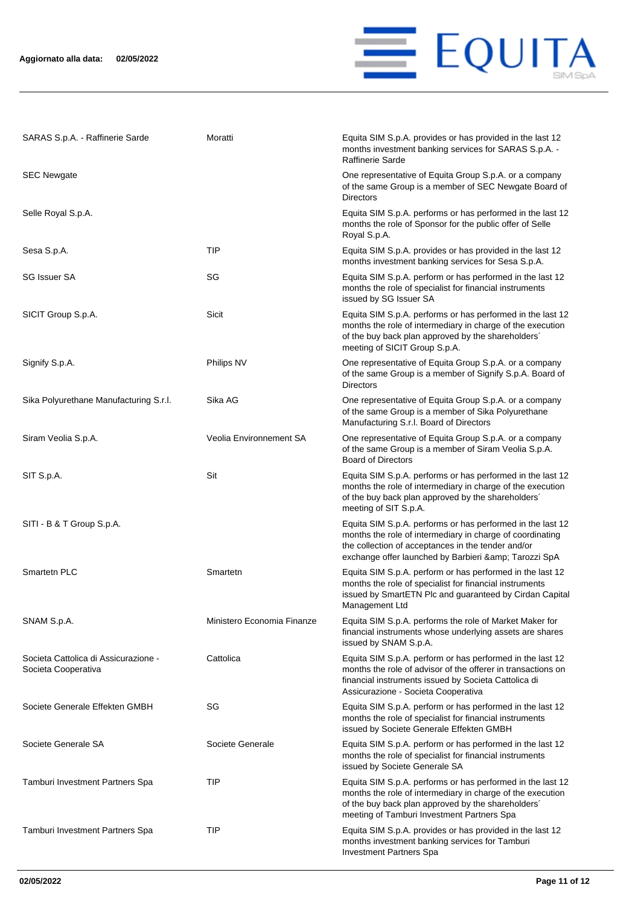| | | |
|---|---|---|
| SARAS S.p.A. - Raffinerie Sarde | Moratti | Equita SIM S.p.A. provides or has provided in the last 12 months investment banking services for SARAS S.p.A. - Raffinerie Sarde |
| SEC Newgate | | One representative of Equita Group S.p.A. or a company of the same Group is a member of SEC Newgate Board of Directors |
| Selle Royal S.p.A. | | Equita SIM S.p.A. performs or has performed in the last 12 months the role of Sponsor for the public offer of Selle Royal S.p.A. |
| Sesa S.p.A. | TIP | Equita SIM S.p.A. provides or has provided in the last 12 months investment banking services for Sesa S.p.A. |
| SG Issuer SA | SG | Equita SIM S.p.A. perform or has performed in the last 12 months the role of specialist for financial instruments issued by SG Issuer SA |
| SICIT Group S.p.A. | Sicit | Equita SIM S.p.A. performs or has performed in the last 12 months the role of intermediary in charge of the execution of the buy back plan approved by the shareholders´ meeting of SICIT Group S.p.A. |
| Signify S.p.A. | Philips NV | One representative of Equita Group S.p.A. or a company of the same Group is a member of Signify S.p.A. Board of Directors |
| Sika Polyurethane Manufacturing S.r.l. | Sika AG | One representative of Equita Group S.p.A. or a company of the same Group is a member of Sika Polyurethane Manufacturing S.r.l. Board of Directors |
| Siram Veolia S.p.A. | Veolia Environnement SA | One representative of Equita Group S.p.A. or a company of the same Group is a member of Siram Veolia S.p.A. Board of Directors |
| SIT S.p.A. | Sit | Equita SIM S.p.A. performs or has performed in the last 12 months the role of intermediary in charge of the execution of the buy back plan approved by the shareholders´ meeting of SIT S.p.A. |
| SITI - B & T Group S.p.A. | | Equita SIM S.p.A. performs or has performed in the last 12 months the role of intermediary in charge of coordinating the collection of acceptances in the tender and/or exchange offer launched by Barbieri &amp; Tarozzi SpA |
| Smartetn PLC | Smartetn | Equita SIM S.p.A. perform or has performed in the last 12 months the role of specialist for financial instruments issued by SmartETN Plc and guaranteed by Cirdan Capital Management Ltd |
| SNAM S.p.A. | Ministero Economia Finanze | Equita SIM S.p.A. performs the role of Market Maker for financial instruments whose underlying assets are shares issued by SNAM S.p.A. |
| Societa Cattolica di Assicurazione - Societa Cooperativa | Cattolica | Equita SIM S.p.A. perform or has performed in the last 12 months the role of advisor of the offerer in transactions on financial instruments issued by Societa Cattolica di Assicurazione - Societa Cooperativa |
| Societe Generale Effekten GMBH | SG | Equita SIM S.p.A. perform or has performed in the last 12 months the role of specialist for financial instruments issued by Societe Generale Effekten GMBH |
| Societe Generale SA | Societe Generale | Equita SIM S.p.A. perform or has performed in the last 12 months the role of specialist for financial instruments issued by Societe Generale SA |
| Tamburi Investment Partners Spa | TIP | Equita SIM S.p.A. performs or has performed in the last 12 months the role of intermediary in charge of the execution of the buy back plan approved by the shareholders´ meeting of Tamburi Investment Partners Spa |
| Tamburi Investment Partners Spa | TIP | Equita SIM S.p.A. provides or has provided in the last 12 months investment banking services for Tamburi Investment Partners Spa |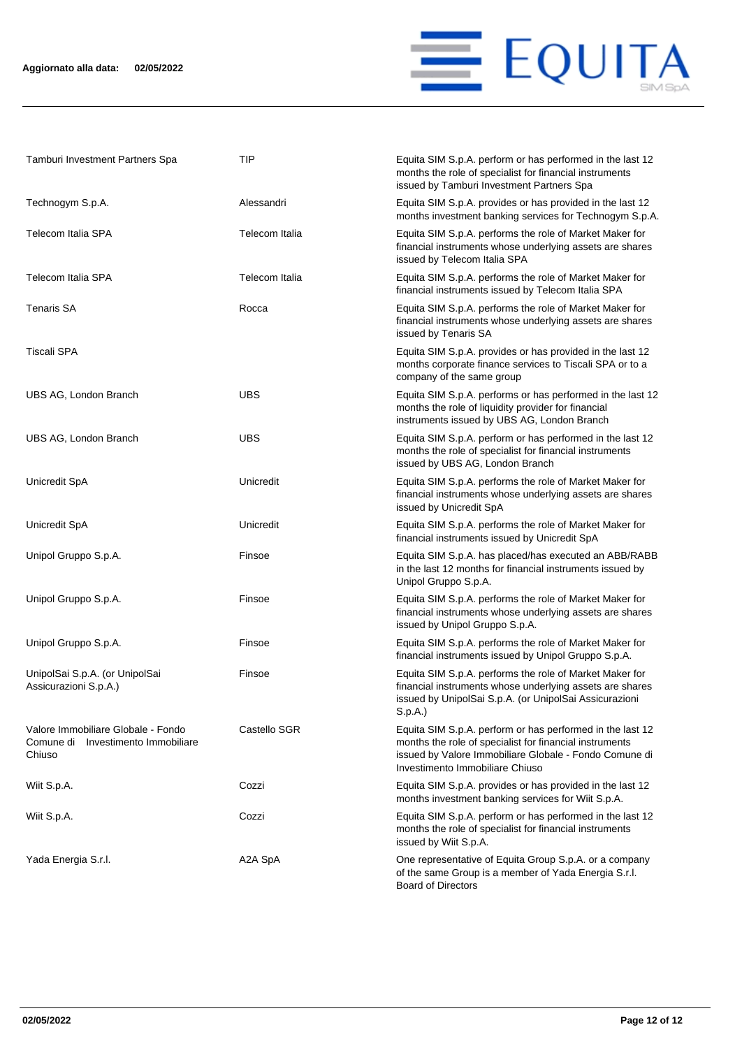| | | |
|---|---|---|
| Tamburi Investment Partners Spa | TIP | Equita SIM S.p.A. perform or has performed in the last 12 months the role of specialist for financial instruments issued by Tamburi Investment Partners Spa |
| Technogym S.p.A. | Alessandri | Equita SIM S.p.A. provides or has provided in the last 12 months investment banking services for Technogym S.p.A. |
| Telecom Italia SPA | Telecom Italia | Equita SIM S.p.A. performs the role of Market Maker for financial instruments whose underlying assets are shares issued by Telecom Italia SPA |
| Telecom Italia SPA | Telecom Italia | Equita SIM S.p.A. performs the role of Market Maker for financial instruments issued by Telecom Italia SPA |
| Tenaris SA | Rocca | Equita SIM S.p.A. performs the role of Market Maker for financial instruments whose underlying assets are shares issued by Tenaris SA |
| Tiscali SPA | | Equita SIM S.p.A. provides or has provided in the last 12 months corporate finance services to Tiscali SPA or to a company of the same group |
| UBS AG, London Branch | UBS | Equita SIM S.p.A. performs or has performed in the last 12 months the role of liquidity provider for financial instruments issued by UBS AG, London Branch |
| UBS AG, London Branch | UBS | Equita SIM S.p.A. perform or has performed in the last 12 months the role of specialist for financial instruments issued by UBS AG, London Branch |
| Unicredit SpA | Unicredit | Equita SIM S.p.A. performs the role of Market Maker for financial instruments whose underlying assets are shares issued by Unicredit SpA |
| Unicredit SpA | Unicredit | Equita SIM S.p.A. performs the role of Market Maker for financial instruments issued by Unicredit SpA |
| Unipol Gruppo S.p.A. | Finsoe | Equita SIM S.p.A. has placed/has executed an ABB/RABB in the last 12 months for financial instruments issued by Unipol Gruppo S.p.A. |
| Unipol Gruppo S.p.A. | Finsoe | Equita SIM S.p.A. performs the role of Market Maker for financial instruments whose underlying assets are shares issued by Unipol Gruppo S.p.A. |
| Unipol Gruppo S.p.A. | Finsoe | Equita SIM S.p.A. performs the role of Market Maker for financial instruments issued by Unipol Gruppo S.p.A. |
| UnipolSai S.p.A. (or UnipolSai Assicurazioni S.p.A.) | Finsoe | Equita SIM S.p.A. performs the role of Market Maker for financial instruments whose underlying assets are shares issued by UnipolSai S.p.A. (or UnipolSai Assicurazioni S.p.A.) |
| Valore Immobiliare Globale - Fondo Comune di Investimento Immobiliare Chiuso | Castello SGR | Equita SIM S.p.A. perform or has performed in the last 12 months the role of specialist for financial instruments issued by Valore Immobiliare Globale - Fondo Comune di Investimento Immobiliare Chiuso |
| Wiit S.p.A. | Cozzi | Equita SIM S.p.A. provides or has provided in the last 12 months investment banking services for Wiit S.p.A. |
| Wiit S.p.A. | Cozzi | Equita SIM S.p.A. perform or has performed in the last 12 months the role of specialist for financial instruments issued by Wiit S.p.A. |
| Yada Energia S.r.l. | A2A SpA | One representative of Equita Group S.p.A. or a company of the same Group is a member of Yada Energia S.r.l. Board of Directors |